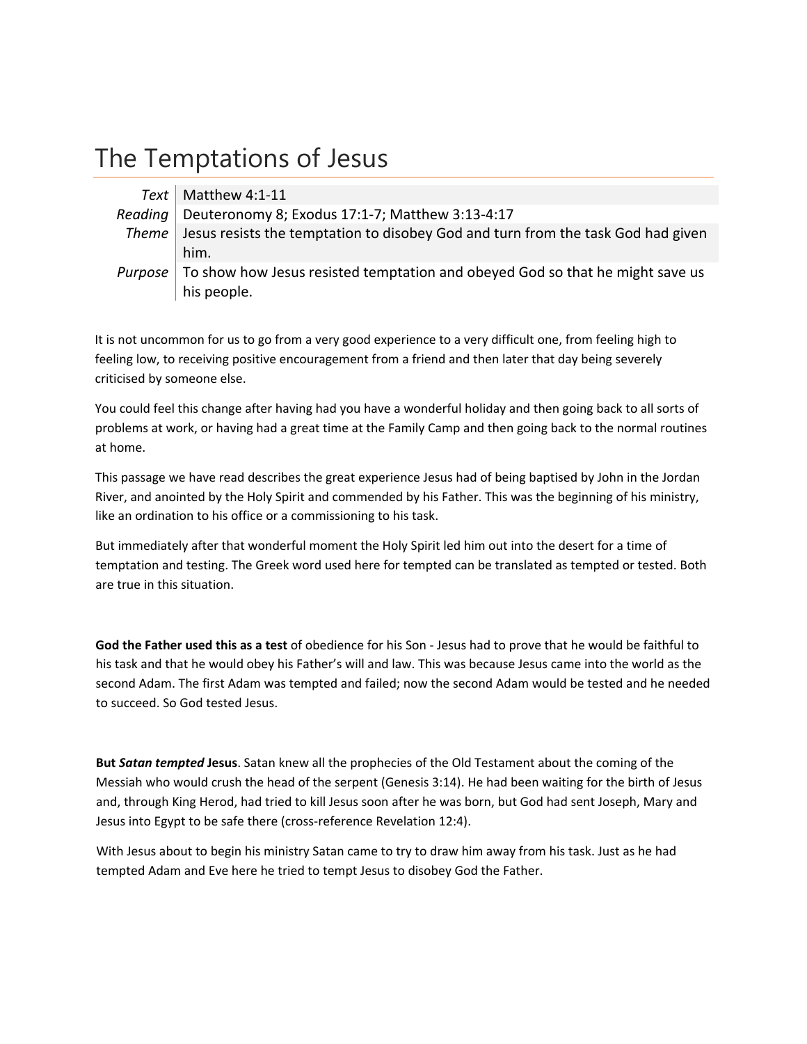# The Temptations of Jesus

| | |
|---|---|
| *Text* | Matthew 4:1-11 |
| *Reading* | Deuteronomy 8; Exodus 17:1-7; Matthew 3:13-4:17 |
| *Theme* | Jesus resists the temptation to disobey God and turn from the task God had given him. |
| *Purpose* | To show how Jesus resisted temptation and obeyed God so that he might save us his people. |

It is not uncommon for us to go from a very good experience to a very difficult one, from feeling high to feeling low, to receiving positive encouragement from a friend and then later that day being severely criticised by someone else.

You could feel this change after having had you have a wonderful holiday and then going back to all sorts of problems at work, or having had a great time at the Family Camp and then going back to the normal routines at home.

This passage we have read describes the great experience Jesus had of being baptised by John in the Jordan River, and anointed by the Holy Spirit and commended by his Father. This was the beginning of his ministry, like an ordination to his office or a commissioning to his task.

But immediately after that wonderful moment the Holy Spirit led him out into the desert for a time of temptation and testing. The Greek word used here for tempted can be translated as tempted or tested. Both are true in this situation.

**God the Father used this as a test** of obedience for his Son - Jesus had to prove that he would be faithful to his task and that he would obey his Father's will and law. This was because Jesus came into the world as the second Adam. The first Adam was tempted and failed; now the second Adam would be tested and he needed to succeed. So God tested Jesus.

**But *Satan tempted* Jesus**. Satan knew all the prophecies of the Old Testament about the coming of the Messiah who would crush the head of the serpent (Genesis 3:14). He had been waiting for the birth of Jesus and, through King Herod, had tried to kill Jesus soon after he was born, but God had sent Joseph, Mary and Jesus into Egypt to be safe there (cross-reference Revelation 12:4).

With Jesus about to begin his ministry Satan came to try to draw him away from his task. Just as he had tempted Adam and Eve here he tried to tempt Jesus to disobey God the Father.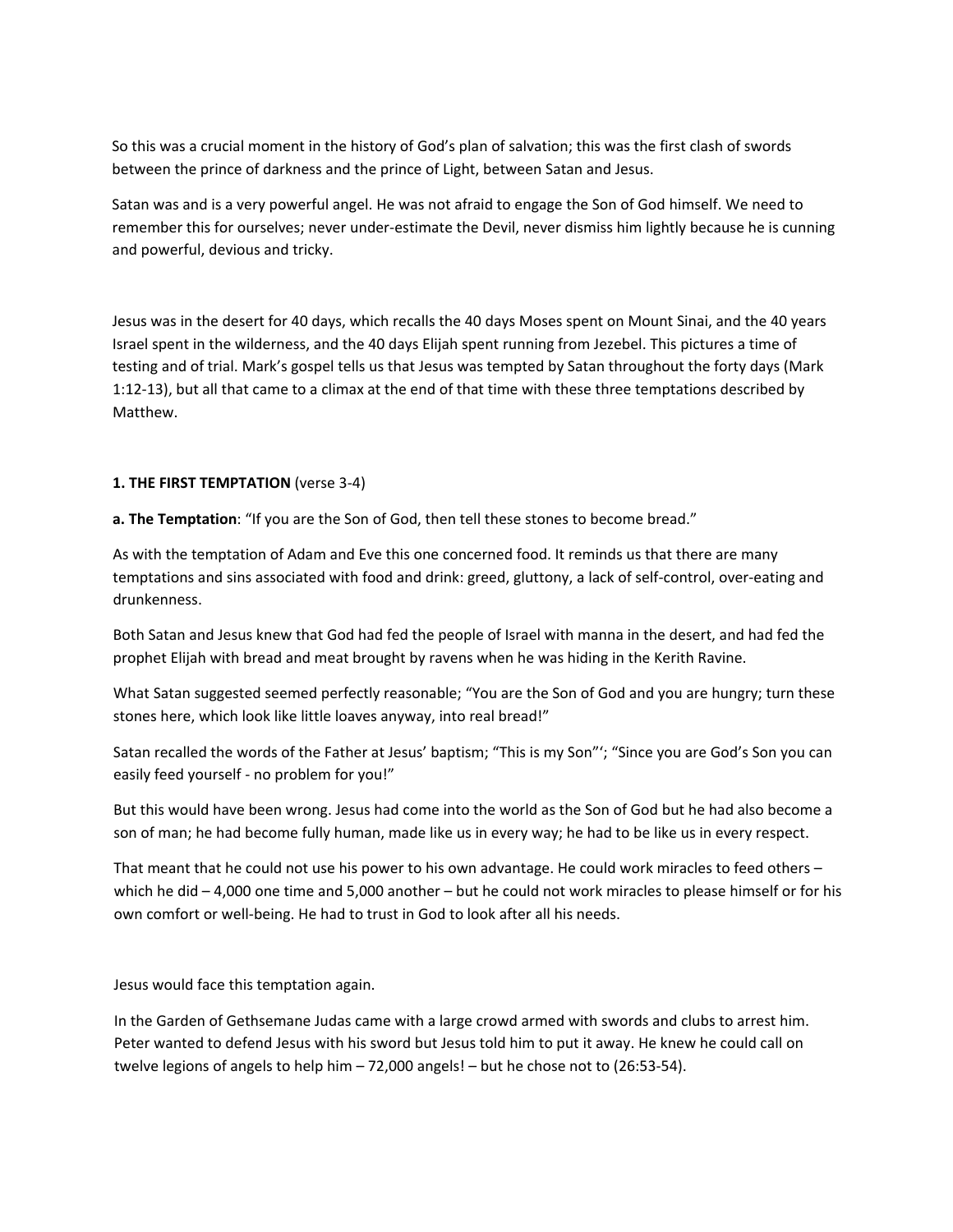So this was a crucial moment in the history of God's plan of salvation; this was the first clash of swords between the prince of darkness and the prince of Light, between Satan and Jesus.

Satan was and is a very powerful angel. He was not afraid to engage the Son of God himself. We need to remember this for ourselves; never under-estimate the Devil, never dismiss him lightly because he is cunning and powerful, devious and tricky.

Jesus was in the desert for 40 days, which recalls the 40 days Moses spent on Mount Sinai, and the 40 years Israel spent in the wilderness, and the 40 days Elijah spent running from Jezebel. This pictures a time of testing and of trial. Mark's gospel tells us that Jesus was tempted by Satan throughout the forty days (Mark 1:12-13), but all that came to a climax at the end of that time with these three temptations described by Matthew.

**1. THE FIRST TEMPTATION** (verse 3-4)

**a. The Temptation**: "If you are the Son of God, then tell these stones to become bread."

As with the temptation of Adam and Eve this one concerned food. It reminds us that there are many temptations and sins associated with food and drink: greed, gluttony, a lack of self-control, over-eating and drunkenness.

Both Satan and Jesus knew that God had fed the people of Israel with manna in the desert, and had fed the prophet Elijah with bread and meat brought by ravens when he was hiding in the Kerith Ravine.

What Satan suggested seemed perfectly reasonable; "You are the Son of God and you are hungry; turn these stones here, which look like little loaves anyway, into real bread!"

Satan recalled the words of the Father at Jesus' baptism; "This is my Son"'; "Since you are God's Son you can easily feed yourself - no problem for you!"

But this would have been wrong. Jesus had come into the world as the Son of God but he had also become a son of man; he had become fully human, made like us in every way; he had to be like us in every respect.

That meant that he could not use his power to his own advantage. He could work miracles to feed others – which he did – 4,000 one time and 5,000 another – but he could not work miracles to please himself or for his own comfort or well-being. He had to trust in God to look after all his needs.

Jesus would face this temptation again.

In the Garden of Gethsemane Judas came with a large crowd armed with swords and clubs to arrest him. Peter wanted to defend Jesus with his sword but Jesus told him to put it away. He knew he could call on twelve legions of angels to help him – 72,000 angels! – but he chose not to (26:53-54).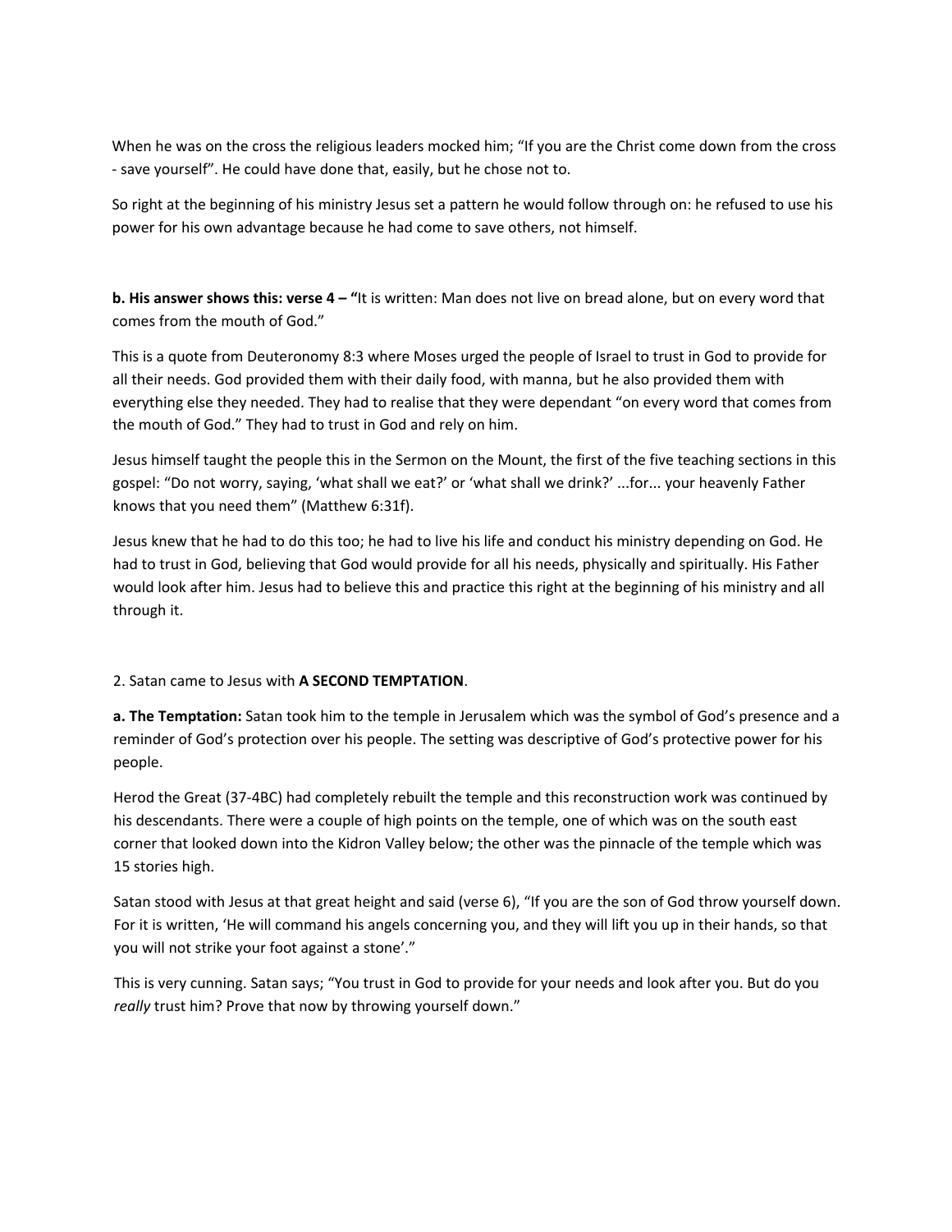When he was on the cross the religious leaders mocked him; "If you are the Christ come down from the cross - save yourself". He could have done that, easily, but he chose not to.

So right at the beginning of his ministry Jesus set a pattern he would follow through on: he refused to use his power for his own advantage because he had come to save others, not himself.

**b. His answer shows this: verse 4 – "**It is written: Man does not live on bread alone, but on every word that comes from the mouth of God."

This is a quote from Deuteronomy 8:3 where Moses urged the people of Israel to trust in God to provide for all their needs. God provided them with their daily food, with manna, but he also provided them with everything else they needed. They had to realise that they were dependant "on every word that comes from the mouth of God." They had to trust in God and rely on him.

Jesus himself taught the people this in the Sermon on the Mount, the first of the five teaching sections in this gospel: "Do not worry, saying, 'what shall we eat?' or 'what shall we drink?' ...for... your heavenly Father knows that you need them" (Matthew 6:31f).

Jesus knew that he had to do this too; he had to live his life and conduct his ministry depending on God. He had to trust in God, believing that God would provide for all his needs, physically and spiritually. His Father would look after him. Jesus had to believe this and practice this right at the beginning of his ministry and all through it.

2. Satan came to Jesus with **A SECOND TEMPTATION**.

**a. The Temptation:** Satan took him to the temple in Jerusalem which was the symbol of God's presence and a reminder of God's protection over his people. The setting was descriptive of God's protective power for his people.

Herod the Great (37-4BC) had completely rebuilt the temple and this reconstruction work was continued by his descendants. There were a couple of high points on the temple, one of which was on the south east corner that looked down into the Kidron Valley below; the other was the pinnacle of the temple which was 15 stories high.

Satan stood with Jesus at that great height and said (verse 6), "If you are the son of God throw yourself down. For it is written, 'He will command his angels concerning you, and they will lift you up in their hands, so that you will not strike your foot against a stone'."

This is very cunning. Satan says; "You trust in God to provide for your needs and look after you. But do you *really* trust him? Prove that now by throwing yourself down."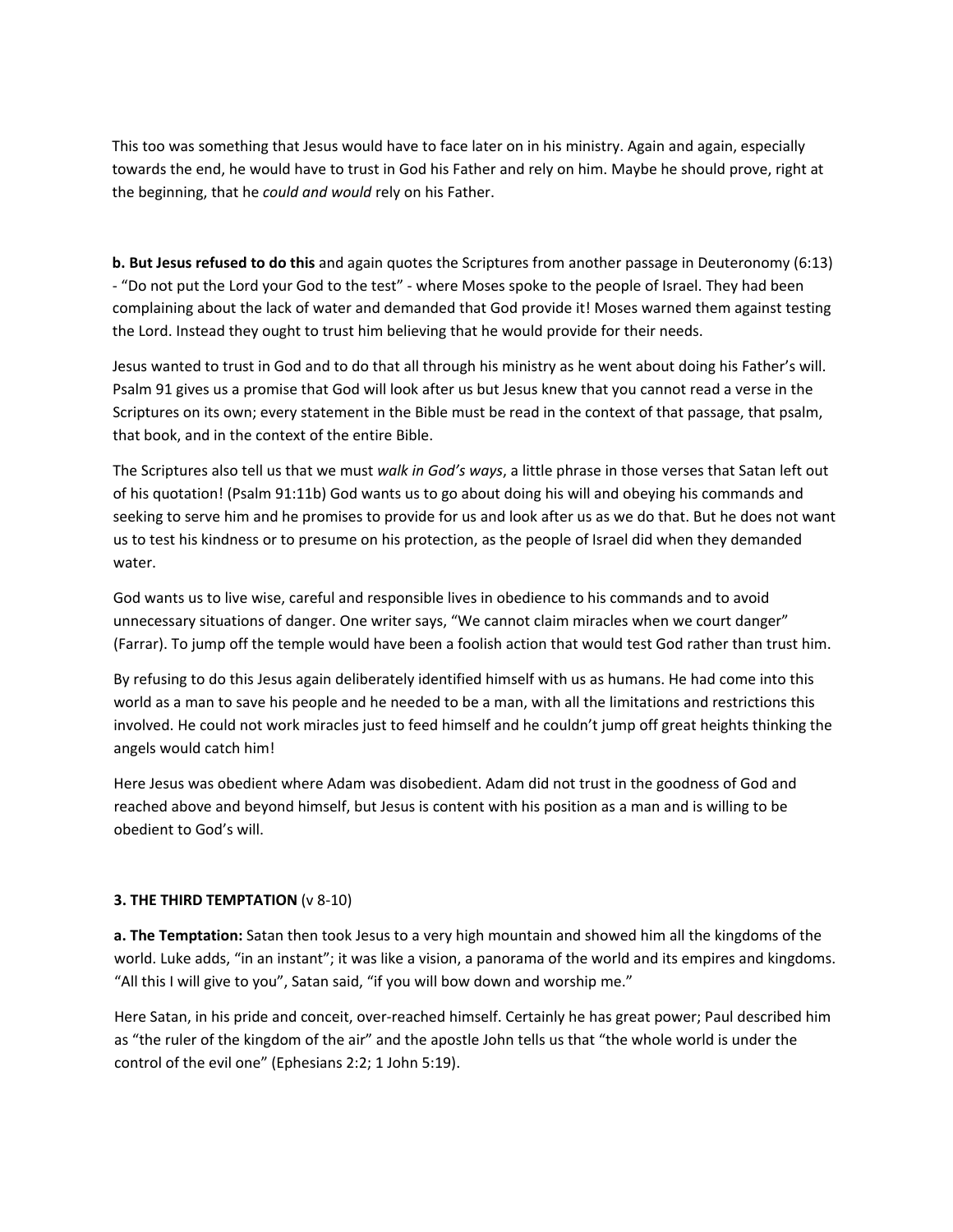This too was something that Jesus would have to face later on in his ministry. Again and again, especially towards the end, he would have to trust in God his Father and rely on him. Maybe he should prove, right at the beginning, that he *could and would* rely on his Father.

**b. But Jesus refused to do this** and again quotes the Scriptures from another passage in Deuteronomy (6:13) - "Do not put the Lord your God to the test" - where Moses spoke to the people of Israel. They had been complaining about the lack of water and demanded that God provide it! Moses warned them against testing the Lord. Instead they ought to trust him believing that he would provide for their needs.

Jesus wanted to trust in God and to do that all through his ministry as he went about doing his Father's will. Psalm 91 gives us a promise that God will look after us but Jesus knew that you cannot read a verse in the Scriptures on its own; every statement in the Bible must be read in the context of that passage, that psalm, that book, and in the context of the entire Bible.

The Scriptures also tell us that we must *walk in God's ways*, a little phrase in those verses that Satan left out of his quotation! (Psalm 91:11b) God wants us to go about doing his will and obeying his commands and seeking to serve him and he promises to provide for us and look after us as we do that. But he does not want us to test his kindness or to presume on his protection, as the people of Israel did when they demanded water.

God wants us to live wise, careful and responsible lives in obedience to his commands and to avoid unnecessary situations of danger. One writer says, "We cannot claim miracles when we court danger" (Farrar). To jump off the temple would have been a foolish action that would test God rather than trust him.

By refusing to do this Jesus again deliberately identified himself with us as humans. He had come into this world as a man to save his people and he needed to be a man, with all the limitations and restrictions this involved. He could not work miracles just to feed himself and he couldn't jump off great heights thinking the angels would catch him!

Here Jesus was obedient where Adam was disobedient. Adam did not trust in the goodness of God and reached above and beyond himself, but Jesus is content with his position as a man and is willing to be obedient to God's will.

**3. THE THIRD TEMPTATION** (v 8-10)

**a. The Temptation:** Satan then took Jesus to a very high mountain and showed him all the kingdoms of the world. Luke adds, "in an instant"; it was like a vision, a panorama of the world and its empires and kingdoms. "All this I will give to you", Satan said, "if you will bow down and worship me."

Here Satan, in his pride and conceit, over-reached himself. Certainly he has great power; Paul described him as "the ruler of the kingdom of the air" and the apostle John tells us that "the whole world is under the control of the evil one" (Ephesians 2:2; 1 John 5:19).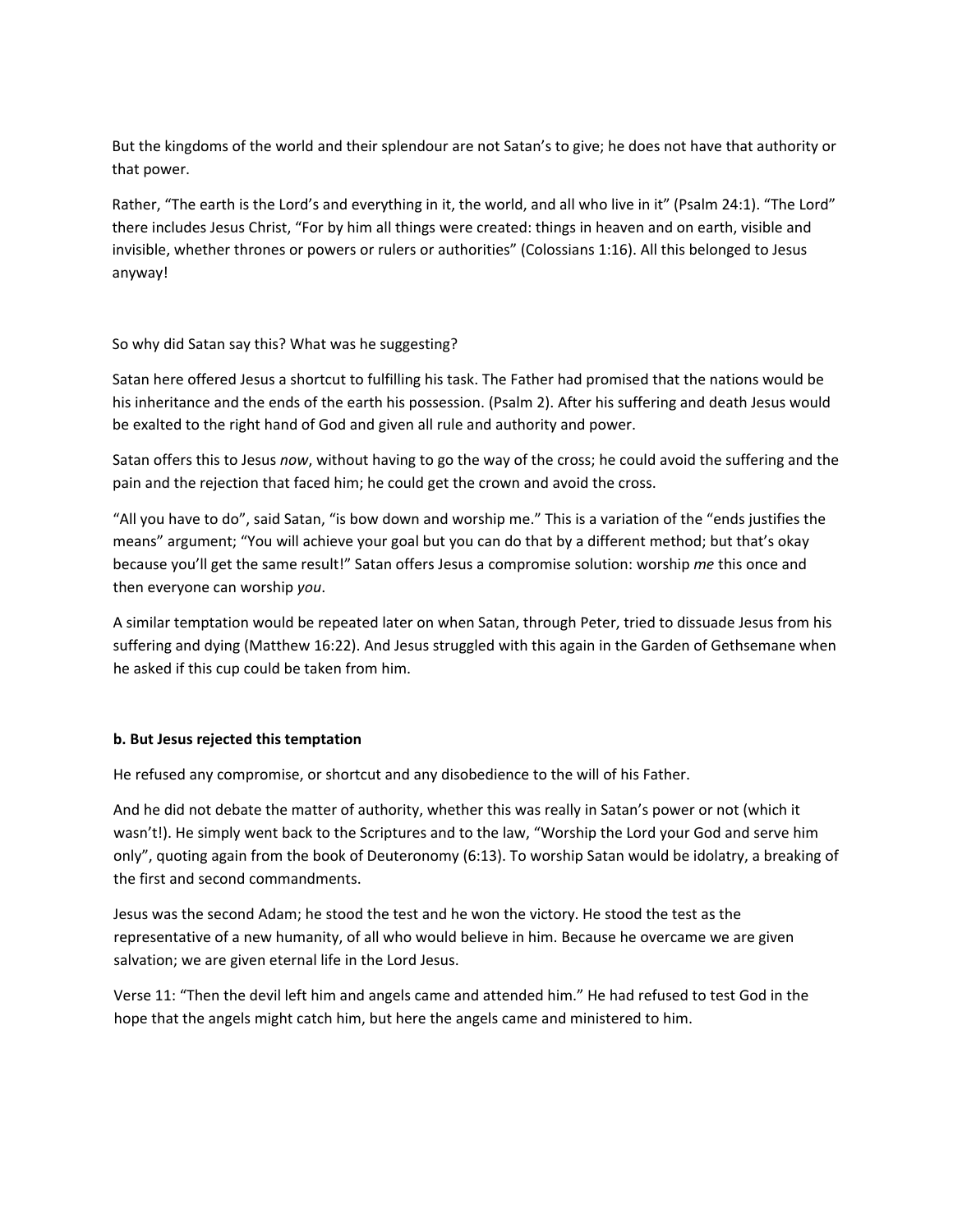But the kingdoms of the world and their splendour are not Satan's to give; he does not have that authority or that power.

Rather, "The earth is the Lord's and everything in it, the world, and all who live in it" (Psalm 24:1). "The Lord" there includes Jesus Christ, "For by him all things were created: things in heaven and on earth, visible and invisible, whether thrones or powers or rulers or authorities" (Colossians 1:16). All this belonged to Jesus anyway!

So why did Satan say this? What was he suggesting?

Satan here offered Jesus a shortcut to fulfilling his task. The Father had promised that the nations would be his inheritance and the ends of the earth his possession. (Psalm 2). After his suffering and death Jesus would be exalted to the right hand of God and given all rule and authority and power.

Satan offers this to Jesus *now*, without having to go the way of the cross; he could avoid the suffering and the pain and the rejection that faced him; he could get the crown and avoid the cross.

"All you have to do", said Satan, "is bow down and worship me." This is a variation of the "ends justifies the means" argument; "You will achieve your goal but you can do that by a different method; but that's okay because you'll get the same result!" Satan offers Jesus a compromise solution: worship *me* this once and then everyone can worship *you*.

A similar temptation would be repeated later on when Satan, through Peter, tried to dissuade Jesus from his suffering and dying (Matthew 16:22). And Jesus struggled with this again in the Garden of Gethsemane when he asked if this cup could be taken from him.

**b. But Jesus rejected this temptation**

He refused any compromise, or shortcut and any disobedience to the will of his Father.

And he did not debate the matter of authority, whether this was really in Satan's power or not (which it wasn't!). He simply went back to the Scriptures and to the law, "Worship the Lord your God and serve him only", quoting again from the book of Deuteronomy (6:13). To worship Satan would be idolatry, a breaking of the first and second commandments.

Jesus was the second Adam; he stood the test and he won the victory. He stood the test as the representative of a new humanity, of all who would believe in him. Because he overcame we are given salvation; we are given eternal life in the Lord Jesus.

Verse 11: "Then the devil left him and angels came and attended him." He had refused to test God in the hope that the angels might catch him, but here the angels came and ministered to him.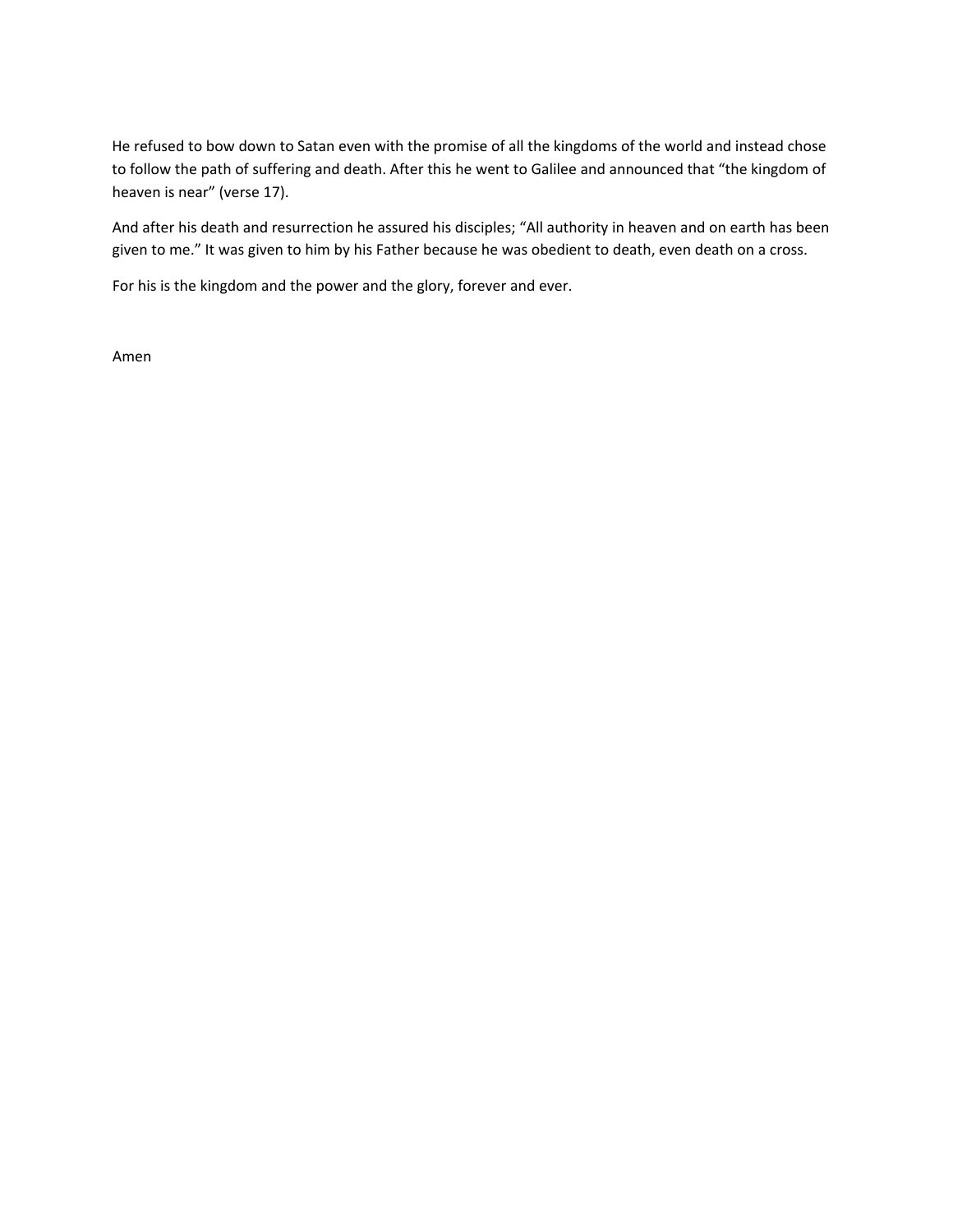He refused to bow down to Satan even with the promise of all the kingdoms of the world and instead chose to follow the path of suffering and death. After this he went to Galilee and announced that "the kingdom of heaven is near" (verse 17).

And after his death and resurrection he assured his disciples; "All authority in heaven and on earth has been given to me." It was given to him by his Father because he was obedient to death, even death on a cross.

For his is the kingdom and the power and the glory, forever and ever.

Amen